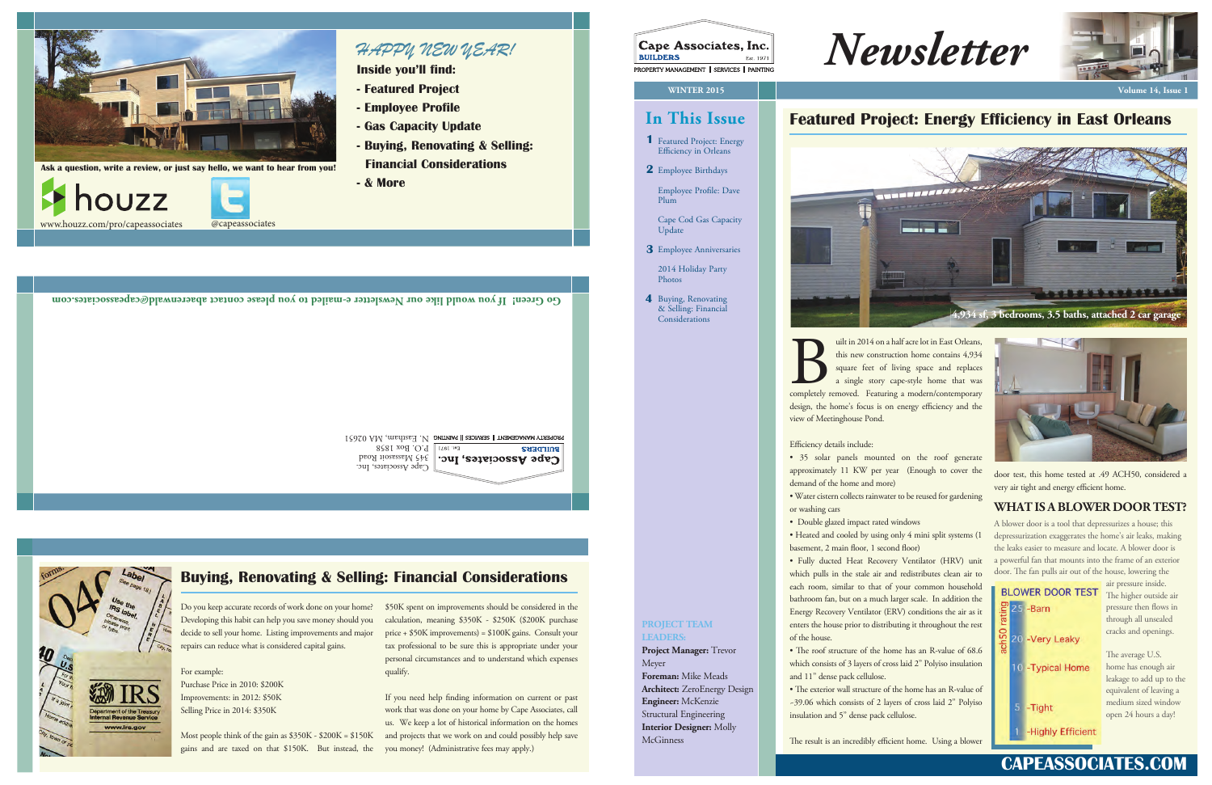# HAPPY NEW YEAR!

**Inside you'll find:**

- **Featured Project**
- **Employee Profile**
- **Gas Capacity Update**
- **Buying, Renovating & Selling: Financial Considerations**
- **& More**

**Ask a question, write a review, or just say hello, we want to hear from you!**

houzz www.houzz.com/pro/capeassociates

@capeassociates

**Go Green! If you would like our Newsletter e-mailed to you please contact abarenwald@capeassociates.com**

Cape Associates, Inc.
345 Massasoit Road
P.O. Box 1858
N. Eastham, MA 02651

## Buying, Renovating & Selling: Financial Considerations

Do you keep accurate records of work done on your home? Developing this habit can help you save money should you decide to sell your home. Listing improvements and major repairs can reduce what is considered capital gains.

For example:
Purchase Price in 2010: $200K
Improvements: in 2012: $50K
Selling Price in 2014: $350K

Most people think of the gain as $350K - $200K = $150K gains and are taxed on that $150K. But instead, the $50K spent on improvements should be considered in the calculation, meaning $350K - $250K ($200K purchase price + $50K improvements) = $100K gains. Consult your tax professional to be sure this is appropriate under your personal circumstances and to understand which expenses qualify.

If you need help finding information on current or past work that was done on your home by Cape Associates, call us. We keep a lot of historical information on the homes and projects that we work on and could possibly help save you money! (Administrative fees may apply.)

---

Cape Associates, Inc. BUILDERS Est. 1971
PROPERTY MANAGEMENT | SERVICES | PAINTING

# Newsletter

WINTER 2015 — Volume 14, Issue 1

## In This Issue

1. Featured Project: Energy Efficiency in Orleans
2. Employee Birthdays
   - Employee Profile: Dave Plum
   - Cape Cod Gas Capacity Update
3. Employee Anniversaries
   - 2014 Holiday Party Photos
4. Buying, Renovating & Selling: Financial Considerations

**PROJECT TEAM LEADERS:**
**Project Manager:** Trevor Meyer
**Foreman:** Mike Meads
**Architect:** ZeroEnergy Design
**Engineer:** McKenzie Structural Engineering
**Interior Designer:** Molly McGinness

## Featured Project: Energy Efficiency in East Orleans

4,934 sf, 3 bedrooms, 3.5 baths, attached 2 car garage

Built in 2014 on a half acre lot in East Orleans, this new construction home contains 4,934 square feet of living space and replaces a single story cape-style home that was completely removed. Featuring a modern/contemporary design, the home's focus is on energy efficiency and the view of Meetinghouse Pond.

Efficiency details include:

- 35 solar panels mounted on the roof generate approximately 11 KW per year (Enough to cover the demand of the home and more)
- Water cistern collects rainwater to be reused for gardening or washing cars
- Double glazed impact rated windows
- Heated and cooled by using only 4 mini split systems (1 basement, 2 main floor, 1 second floor)
- Fully ducted Heat Recovery Ventilator (HRV) unit which pulls in the stale air and redistributes clean air to each room, similar to that of your common household bathroom fan, but on a much larger scale. In addition the Energy Recovery Ventilator (ERV) conditions the air as it enters the house prior to distributing it throughout the rest of the house.
- The roof structure of the home has an R-value of 68.6 which consists of 3 layers of cross laid 2" Polyiso insulation and 11" dense pack cellulose.
- The exterior wall structure of the home has an R-value of ~39.06 which consists of 2 layers of cross laid 2" Polyiso insulation and 5" dense pack cellulose.

The result is an incredibly efficient home. Using a blower door test, this home tested at .49 ACH50, considered a very air tight and energy efficient home.

### WHAT IS A BLOWER DOOR TEST?

A blower door is a tool that depressurizes a house; this depressurization exaggerates the home's air leaks, making the leaks easier to measure and locate. A blower door is a powerful fan that mounts into the frame of an exterior door. The fan pulls air out of the house, lowering the air pressure inside. The higher outside air pressure then flows in through all unsealed cracks and openings.

The average U.S. home has enough air leakage to add up to the equivalent of leaving a medium sized window open 24 hours a day!

BLOWER DOOR TEST (ach50 rating)
- 25 - Barn
- 20 - Very Leaky
- 10 - Typical Home
- 5 - Tight
- 1 - Highly Efficient

**CAPEASSOCIATES.COM**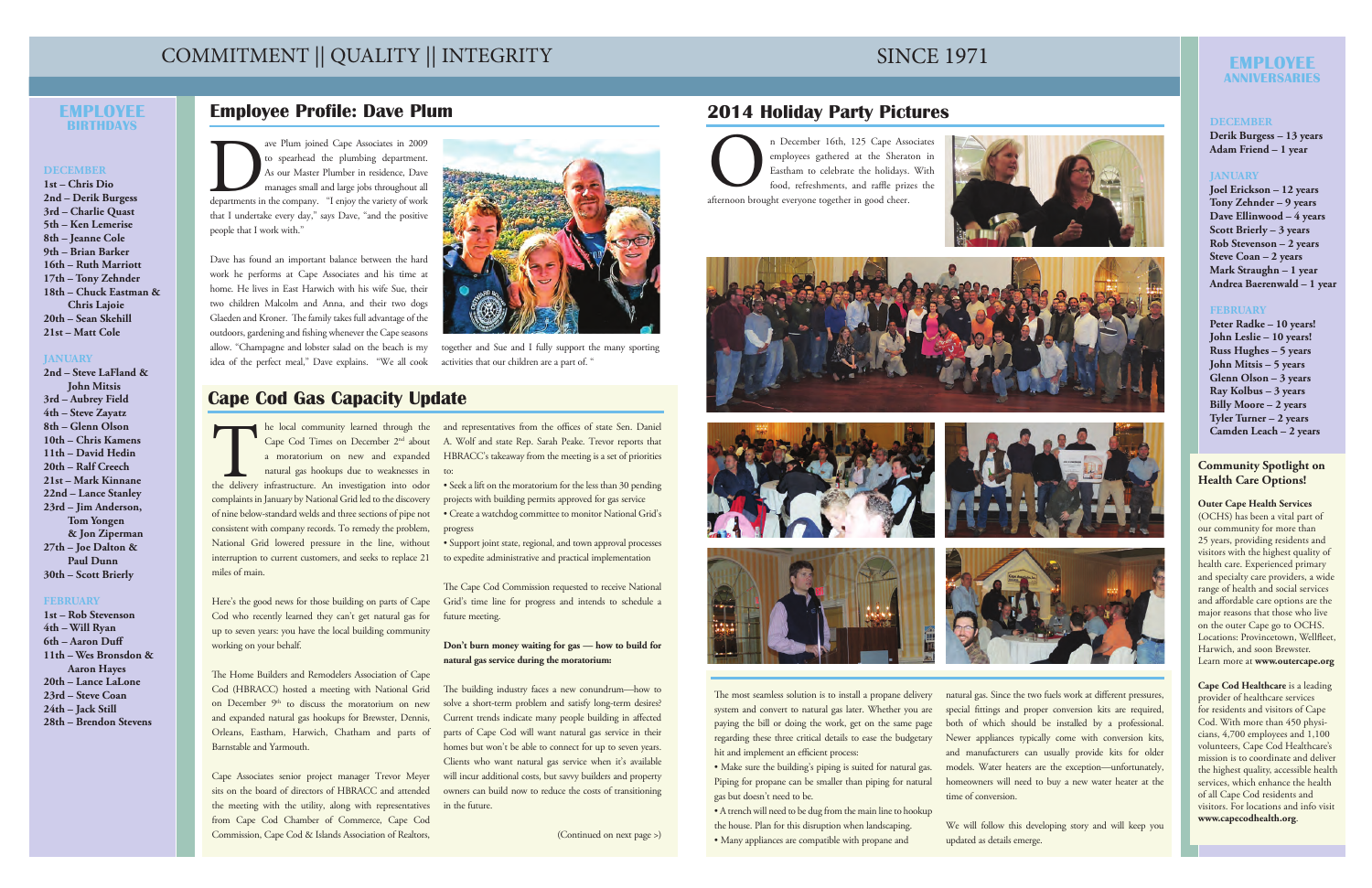# COMMITMENT || QUALITY || INTEGRITY

# SINCE 1971

## EMPLOYEE BIRTHDAYS

**DECEMBER**

**1st – Chris Dio**
**2nd – Derik Burgess**
**3rd – Charlie Quast**
**5th – Ken Lemerise**
**8th – Jeanne Cole**
**9th – Brian Barker**
**16th – Ruth Marriott**
**17th – Tony Zehnder**
**18th – Chuck Eastman & Chris Lajoie**
**20th – Sean Skehill**
**21st – Matt Cole**

**JANUARY**

**2nd – Steve LaFland & John Mitsis**
**3rd – Aubrey Field**
**4th – Steve Zayatz**
**8th – Glenn Olson**
**10th – Chris Kamens**
**11th – David Hedin**
**20th – Ralf Creech**
**21st – Mark Kinnane**
**22nd – Lance Stanley**
**23rd – Jim Anderson, Tom Yongen & Jon Ziperman**
**27th – Joe Dalton & Paul Dunn**
**30th – Scott Brierly**

**FEBRUARY**

**1st – Rob Stevenson**
**4th – Will Ryan**
**6th – Aaron Duff**
**11th – Wes Bronsdon & Aaron Hayes**
**20th – Lance LaLone**
**23rd – Steve Coan**
**24th – Jack Still**
**28th – Brendon Stevens**

## Employee Profile: Dave Plum

Dave Plum joined Cape Associates in 2009 to spearhead the plumbing department. As our Master Plumber in residence, Dave manages small and large jobs throughout all departments in the company. "I enjoy the variety of work that I undertake every day," says Dave, "and the positive people that I work with."

Dave has found an important balance between the hard work he performs at Cape Associates and his time at home. He lives in East Harwich with his wife Sue, their two children Malcolm and Anna, and their two dogs Glaeden and Kroner. The family takes full advantage of the outdoors, gardening and fishing whenever the Cape seasons allow. "Champagne and lobster salad on the beach is my idea of the perfect meal," Dave explains. "We all cook together and Sue and I fully support the many sporting activities that our children are a part of. "

## Cape Cod Gas Capacity Update

The local community learned through the Cape Cod Times on December 2nd about a moratorium on new and expanded natural gas hookups due to weaknesses in the delivery infrastructure. An investigation into odor complaints in January by National Grid led to the discovery of nine below-standard welds and three sections of pipe not consistent with company records. To remedy the problem, National Grid lowered pressure in the line, without interruption to current customers, and seeks to replace 21 miles of main.

Here's the good news for those building on parts of Cape Cod who recently learned they can't get natural gas for up to seven years: you have the local building community working on your behalf.

The Home Builders and Remodelers Association of Cape Cod (HBRACC) hosted a meeting with National Grid on December 9th to discuss the moratorium on new and expanded natural gas hookups for Brewster, Dennis, Orleans, Eastham, Harwich, Chatham and parts of Barnstable and Yarmouth.

Cape Associates senior project manager Trevor Meyer sits on the board of directors of HBRACC and attended the meeting with the utility, along with representatives from Cape Cod Chamber of Commerce, Cape Cod Commission, Cape Cod & Islands Association of Realtors, and representatives from the offices of state Sen. Daniel A. Wolf and state Rep. Sarah Peake. Trevor reports that HBRACC's takeaway from the meeting is a set of priorities to:

- Seek a lift on the moratorium for the less than 30 pending projects with building permits approved for gas service
- Create a watchdog committee to monitor National Grid's progress
- Support joint state, regional, and town approval processes to expedite administrative and practical implementation

The Cape Cod Commission requested to receive National Grid's time line for progress and intends to schedule a future meeting.

**Don't burn money waiting for gas — how to build for natural gas service during the moratorium:**

The building industry faces a new conundrum—how to solve a short-term problem and satisfy long-term desires? Current trends indicate many people building in affected parts of Cape Cod will want natural gas service in their homes but won't be able to connect for up to seven years. Clients who want natural gas service when it's available will incur additional costs, but savvy builders and property owners can build now to reduce the costs of transitioning in the future.

(Continued on next page >)

## 2014 Holiday Party Pictures

On December 16th, 125 Cape Associates employees gathered at the Sheraton in Eastham to celebrate the holidays. With food, refreshments, and raffle prizes the afternoon brought everyone together in good cheer.

The most seamless solution is to install a propane delivery system and convert to natural gas later. Whether you are paying the bill or doing the work, get on the same page regarding these three critical details to ease the budgetary hit and implement an efficient process:

- Make sure the building's piping is suited for natural gas. Piping for propane can be smaller than piping for natural gas but doesn't need to be.
- A trench will need to be dug from the main line to hookup the house. Plan for this disruption when landscaping.
- Many appliances are compatible with propane and natural gas. Since the two fuels work at different pressures, special fittings and proper conversion kits are required, both of which should be installed by a professional. Newer appliances typically come with conversion kits, and manufacturers can usually provide kits for older models. Water heaters are the exception—unfortunately, homeowners will need to buy a new water heater at the time of conversion.

We will follow this developing story and will keep you updated as details emerge.

## EMPLOYEE ANNIVERSARIES

**DECEMBER**

**Derik Burgess – 13 years**
**Adam Friend – 1 year**

**JANUARY**

**Joel Erickson – 12 years**
**Tony Zehnder – 9 years**
**Dave Ellinwood – 4 years**
**Scott Brierly – 3 years**
**Rob Stevenson – 2 years**
**Steve Coan – 2 years**
**Mark Straughn – 1 year**
**Andrea Baerenwald – 1 year**

**FEBRUARY**

**Peter Radke – 10 years!**
**John Leslie – 10 years!**
**Russ Hughes – 5 years**
**John Mitsis – 5 years**
**Glenn Olson – 3 years**
**Ray Kolbus – 3 years**
**Billy Moore – 2 years**
**Tyler Turner – 2 years**
**Camden Leach – 2 years**

### Community Spotlight on Health Care Options!

**Outer Cape Health Services** (OCHS) has been a vital part of our community for more than 25 years, providing residents and visitors with the highest quality of health care. Experienced primary and specialty care providers, a wide range of health and social services and affordable care options are the major reasons that those who live on the outer Cape go to OCHS. Locations: Provincetown, Wellfleet, Harwich, and soon Brewster. Learn more at **www.outercape.org**

**Cape Cod Healthcare** is a leading provider of healthcare services for residents and visitors of Cape Cod. With more than 450 physicians, 4,700 employees and 1,100 volunteers, Cape Cod Healthcare's mission is to coordinate and deliver the highest quality, accessible health services, which enhance the health of all Cape Cod residents and visitors. For locations and info visit **www.capecodhealth.org**.